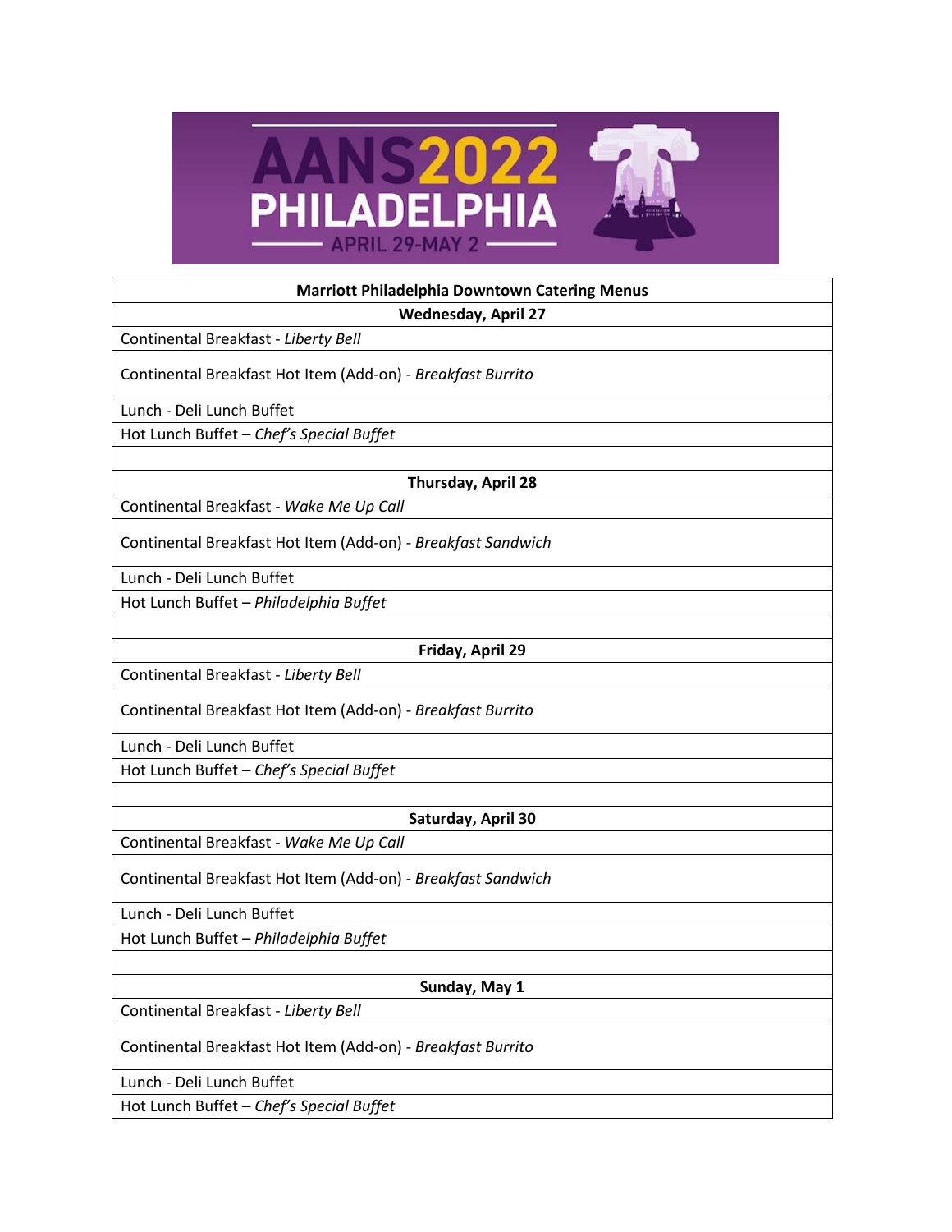AANS2022 PHILADELPHIA

APRIL 29-MAY 2

| Marriott Philadelphia Downtown Catering Menus |
| --- |
| **Wednesday, April 27** |
| Continental Breakfast - *Liberty Bell* |
| Continental Breakfast Hot Item (Add-on) - *Breakfast Burrito* |
| Lunch - Deli Lunch Buffet |
| Hot Lunch Buffet – *Chef's Special Buffet* |
| |
| **Thursday, April 28** |
| Continental Breakfast - *Wake Me Up Call* |
| Continental Breakfast Hot Item (Add-on) - *Breakfast Sandwich* |
| Lunch - Deli Lunch Buffet |
| Hot Lunch Buffet – *Philadelphia Buffet* |
| |
| **Friday, April 29** |
| Continental Breakfast - *Liberty Bell* |
| Continental Breakfast Hot Item (Add-on) - *Breakfast Burrito* |
| Lunch - Deli Lunch Buffet |
| Hot Lunch Buffet – *Chef's Special Buffet* |
| |
| **Saturday, April 30** |
| Continental Breakfast - *Wake Me Up Call* |
| Continental Breakfast Hot Item (Add-on) - *Breakfast Sandwich* |
| Lunch - Deli Lunch Buffet |
| Hot Lunch Buffet – *Philadelphia Buffet* |
| |
| **Sunday, May 1** |
| Continental Breakfast - *Liberty Bell* |
| Continental Breakfast Hot Item (Add-on) - *Breakfast Burrito* |
| Lunch - Deli Lunch Buffet |
| Hot Lunch Buffet – *Chef's Special Buffet* |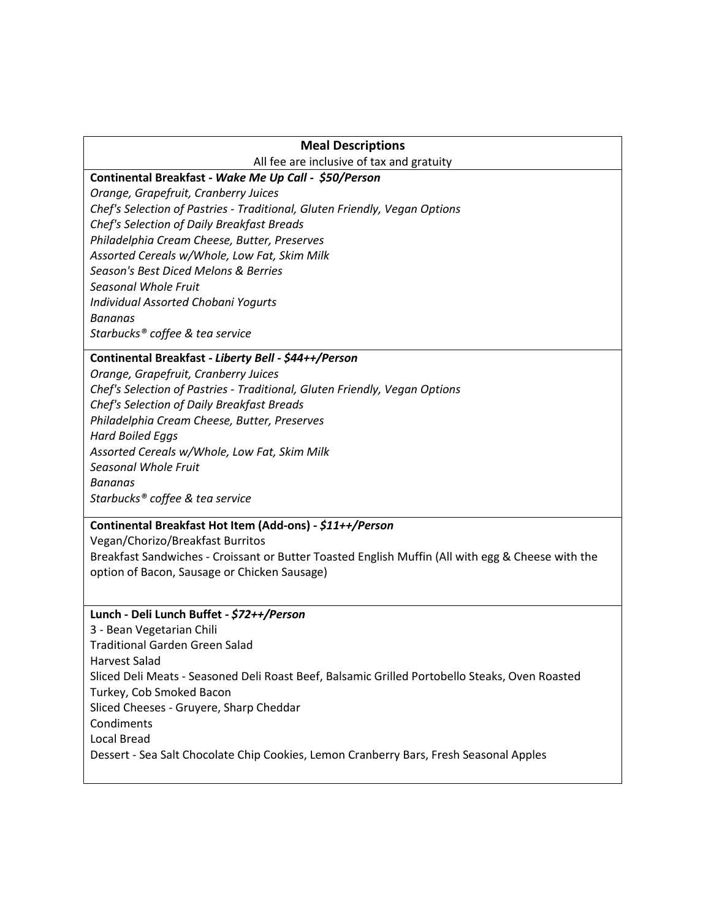## Meal Descriptions

All fee are inclusive of tax and gratuity

**Continental Breakfast -** ***Wake Me Up Call - $50/Person***

*Orange, Grapefruit, Cranberry Juices*
*Chef's Selection of Pastries - Traditional, Gluten Friendly, Vegan Options*
*Chef's Selection of Daily Breakfast Breads*
*Philadelphia Cream Cheese, Butter, Preserves*
*Assorted Cereals w/Whole, Low Fat, Skim Milk*
*Season's Best Diced Melons & Berries*
*Seasonal Whole Fruit*
*Individual Assorted Chobani Yogurts*
*Bananas*
*Starbucks® coffee & tea service*

**Continental Breakfast -** ***Liberty Bell - $44++/Person***

*Orange, Grapefruit, Cranberry Juices*
*Chef's Selection of Pastries - Traditional, Gluten Friendly, Vegan Options*
*Chef's Selection of Daily Breakfast Breads*
*Philadelphia Cream Cheese, Butter, Preserves*
*Hard Boiled Eggs*
*Assorted Cereals w/Whole, Low Fat, Skim Milk*
*Seasonal Whole Fruit*
*Bananas*
*Starbucks® coffee & tea service*

**Continental Breakfast Hot Item (Add-ons) -** ***$11++/Person***

Vegan/Chorizo/Breakfast Burritos
Breakfast Sandwiches - Croissant or Butter Toasted English Muffin (All with egg & Cheese with the option of Bacon, Sausage or Chicken Sausage)

**Lunch - Deli Lunch Buffet -** ***$72++/Person***

3 - Bean Vegetarian Chili
Traditional Garden Green Salad
Harvest Salad
Sliced Deli Meats - Seasoned Deli Roast Beef, Balsamic Grilled Portobello Steaks, Oven Roasted Turkey, Cob Smoked Bacon
Sliced Cheeses - Gruyere, Sharp Cheddar
Condiments
Local Bread
Dessert - Sea Salt Chocolate Chip Cookies, Lemon Cranberry Bars, Fresh Seasonal Apples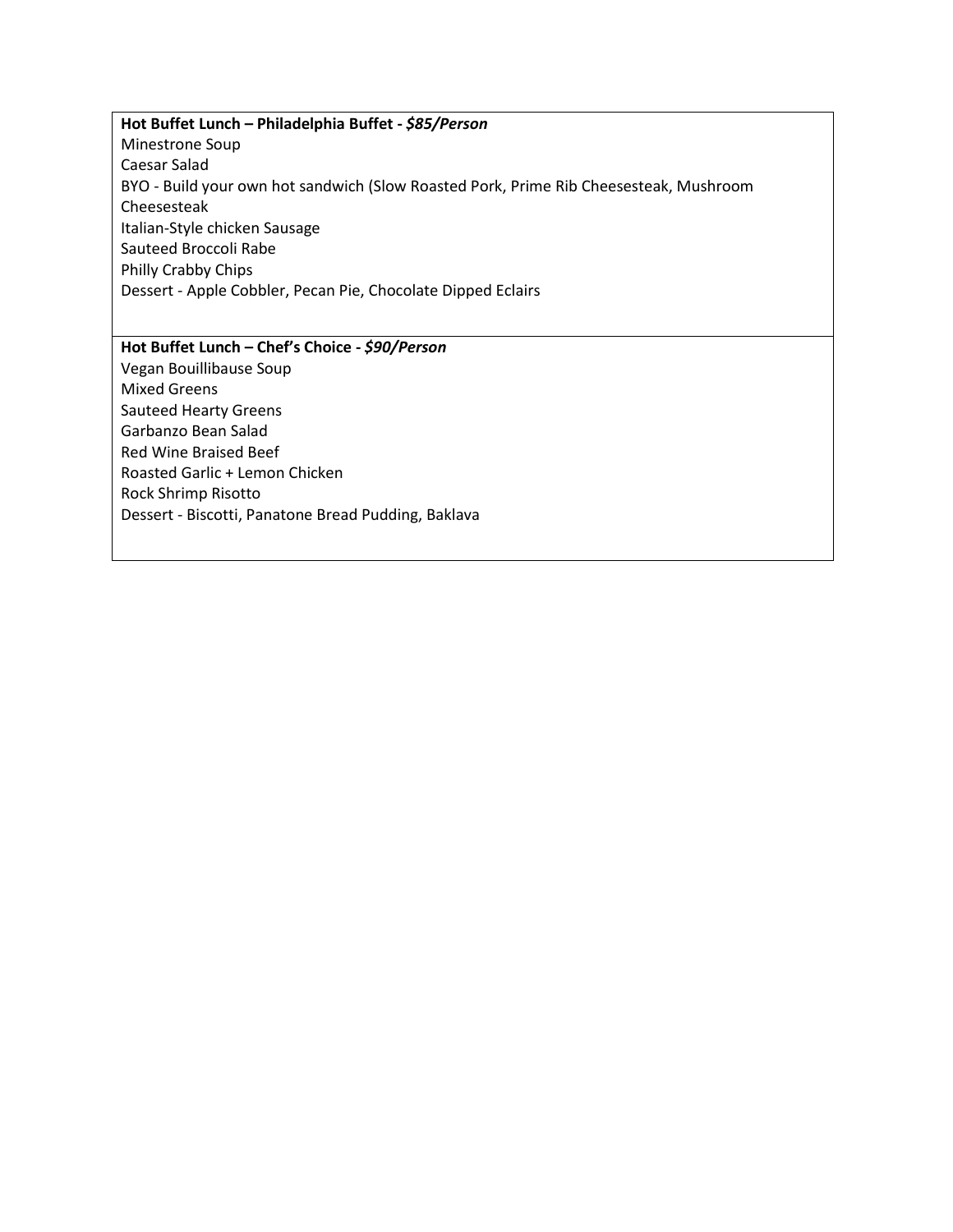**Hot Buffet Lunch – Philadelphia Buffet -** ***$85/Person***

Minestrone Soup

Caesar Salad

BYO - Build your own hot sandwich (Slow Roasted Pork, Prime Rib Cheesesteak, Mushroom Cheesesteak

Italian-Style chicken Sausage

Sauteed Broccoli Rabe

Philly Crabby Chips

Dessert - Apple Cobbler, Pecan Pie, Chocolate Dipped Eclairs

**Hot Buffet Lunch – Chef's Choice -** ***$90/Person***

Vegan Bouillibause Soup

Mixed Greens

Sauteed Hearty Greens

Garbanzo Bean Salad

Red Wine Braised Beef

Roasted Garlic + Lemon Chicken

Rock Shrimp Risotto

Dessert - Biscotti, Panatone Bread Pudding, Baklava